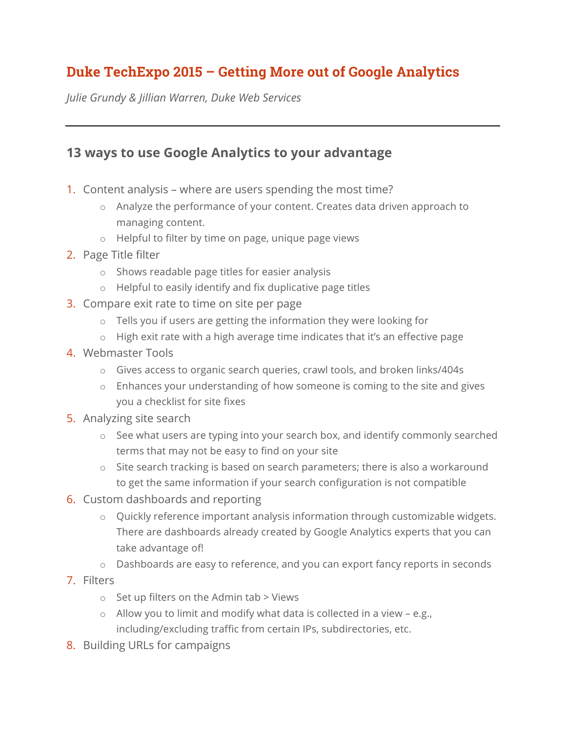# Duke TechExpo 2015 – Getting More out of Google Analytics

*Julie Grundy & Jillian Warren, Duke Web Services*

---

## 13 ways to use Google Analytics to your advantage

1. Content analysis – where are users spending the most time?
   - Analyze the performance of your content. Creates data driven approach to managing content.
   - Helpful to filter by time on page, unique page views
2. Page Title filter
   - Shows readable page titles for easier analysis
   - Helpful to easily identify and fix duplicative page titles
3. Compare exit rate to time on site per page
   - Tells you if users are getting the information they were looking for
   - High exit rate with a high average time indicates that it's an effective page
4. Webmaster Tools
   - Gives access to organic search queries, crawl tools, and broken links/404s
   - Enhances your understanding of how someone is coming to the site and gives you a checklist for site fixes
5. Analyzing site search
   - See what users are typing into your search box, and identify commonly searched terms that may not be easy to find on your site
   - Site search tracking is based on search parameters; there is also a workaround to get the same information if your search configuration is not compatible
6. Custom dashboards and reporting
   - Quickly reference important analysis information through customizable widgets. There are dashboards already created by Google Analytics experts that you can take advantage of!
   - Dashboards are easy to reference, and you can export fancy reports in seconds
7. Filters
   - Set up filters on the Admin tab > Views
   - Allow you to limit and modify what data is collected in a view – e.g., including/excluding traffic from certain IPs, subdirectories, etc.
8. Building URLs for campaigns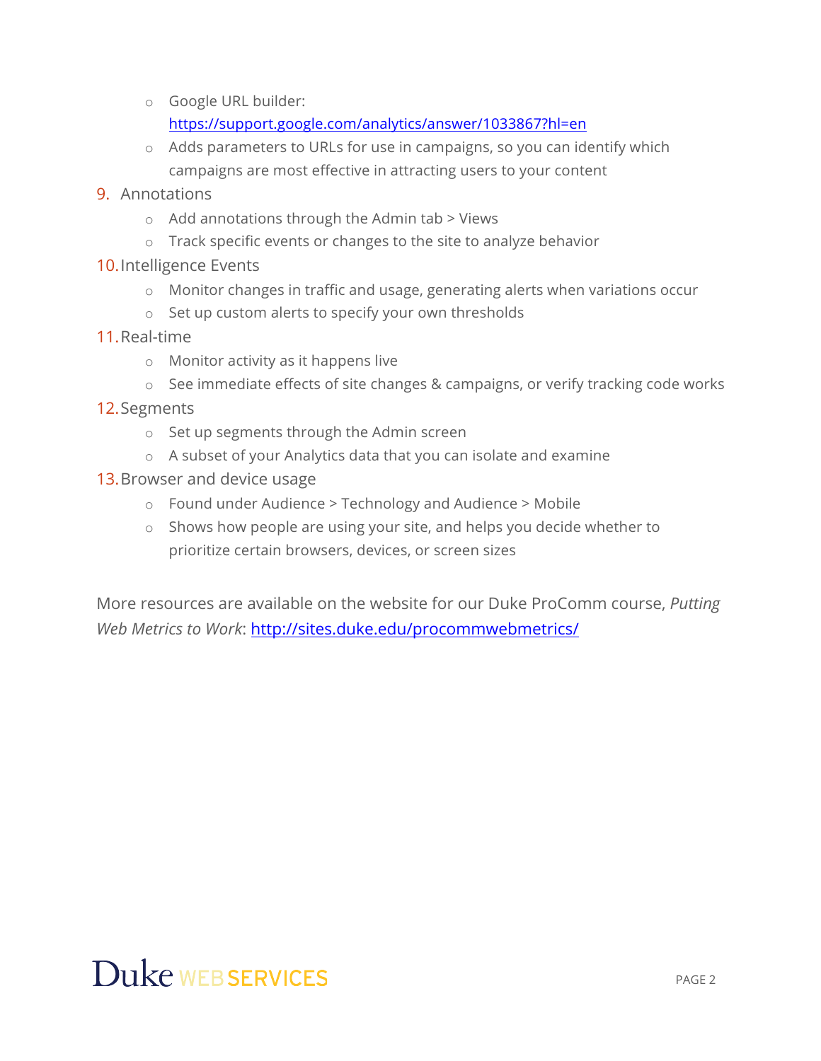- Google URL builder: https://support.google.com/analytics/answer/1033867?hl=en
   - Adds parameters to URLs for use in campaigns, so you can identify which campaigns are most effective in attracting users to your content

9. Annotations
   - Add annotations through the Admin tab > Views
   - Track specific events or changes to the site to analyze behavior
10. Intelligence Events
    - Monitor changes in traffic and usage, generating alerts when variations occur
    - Set up custom alerts to specify your own thresholds
11. Real-time
    - Monitor activity as it happens live
    - See immediate effects of site changes & campaigns, or verify tracking code works
12. Segments
    - Set up segments through the Admin screen
    - A subset of your Analytics data that you can isolate and examine
13. Browser and device usage
    - Found under Audience > Technology and Audience > Mobile
    - Shows how people are using your site, and helps you decide whether to prioritize certain browsers, devices, or screen sizes

More resources are available on the website for our Duke ProComm course, *Putting Web Metrics to Work*: http://sites.duke.edu/procommwebmetrics/

Duke WEB SERVICES